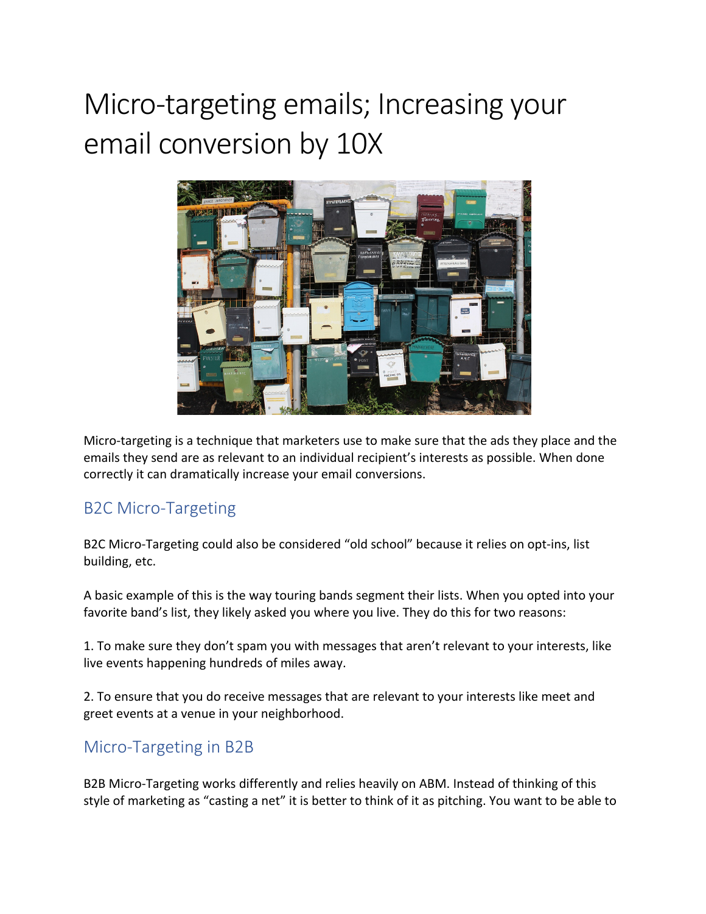# Micro-targeting emails; Increasing your email conversion by 10X

Micro-targeting is a technique that marketers use to make sure that the ads they place and the emails they send are as relevant to an individual recipient's interests as possible. When done correctly it can dramatically increase your email conversions.

## B2C Micro-Targeting

B2C Micro-Targeting could also be considered "old school" because it relies on opt-ins, list building, etc.

A basic example of this is the way touring bands segment their lists. When you opted into your favorite band's list, they likely asked you where you live. They do this for two reasons:

1. To make sure they don't spam you with messages that aren't relevant to your interests, like live events happening hundreds of miles away.

2. To ensure that you do receive messages that are relevant to your interests like meet and greet events at a venue in your neighborhood.

## Micro-Targeting in B2B

B2B Micro-Targeting works differently and relies heavily on ABM. Instead of thinking of this style of marketing as "casting a net" it is better to think of it as pitching. You want to be able to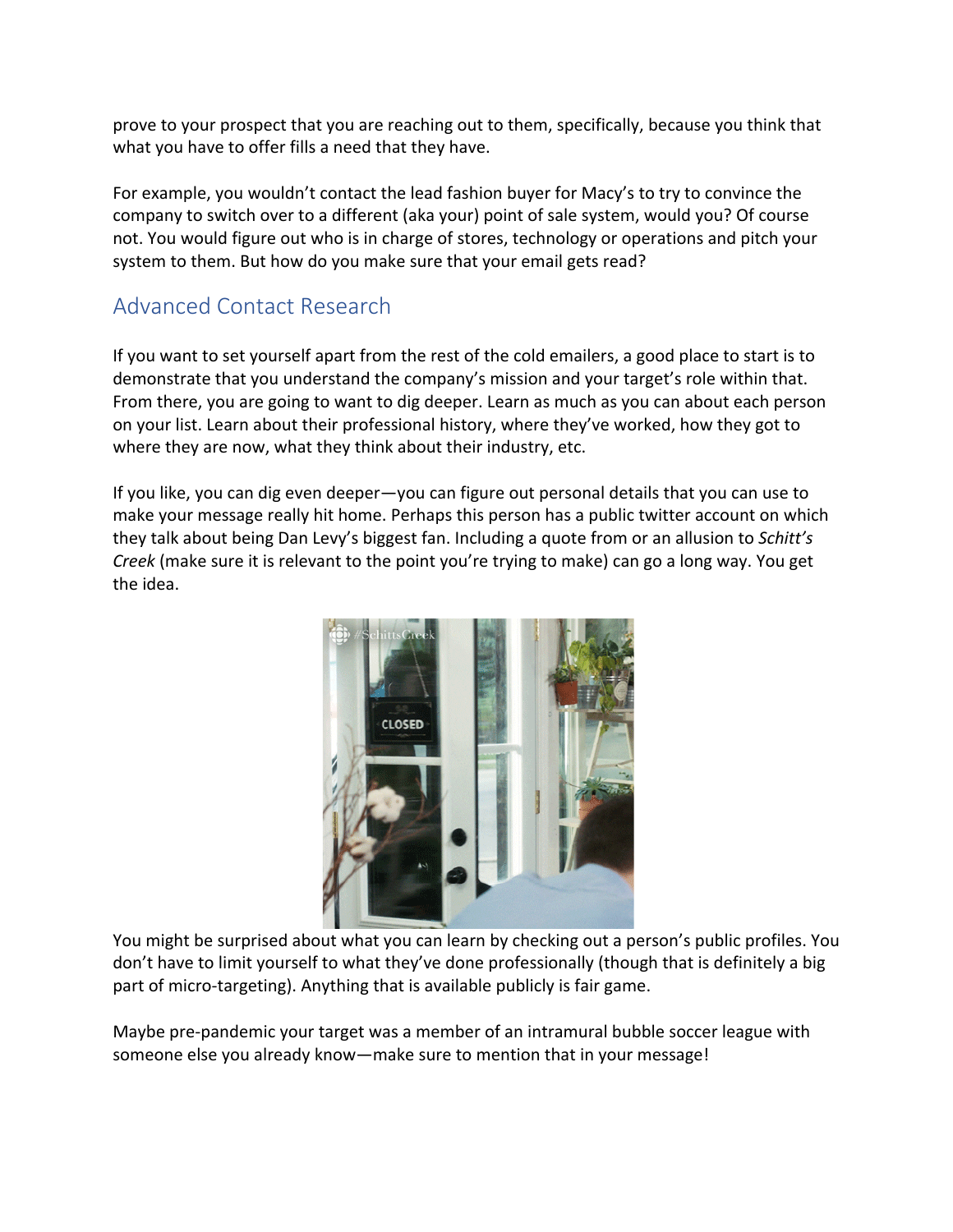prove to your prospect that you are reaching out to them, specifically, because you think that what you have to offer fills a need that they have.

For example, you wouldn't contact the lead fashion buyer for Macy's to try to convince the company to switch over to a different (aka your) point of sale system, would you? Of course not. You would figure out who is in charge of stores, technology or operations and pitch your system to them. But how do you make sure that your email gets read?

## Advanced Contact Research

If you want to set yourself apart from the rest of the cold emailers, a good place to start is to demonstrate that you understand the company's mission and your target's role within that. From there, you are going to want to dig deeper. Learn as much as you can about each person on your list. Learn about their professional history, where they've worked, how they got to where they are now, what they think about their industry, etc.

If you like, you can dig even deeper—you can figure out personal details that you can use to make your message really hit home. Perhaps this person has a public twitter account on which they talk about being Dan Levy's biggest fan. Including a quote from or an allusion to *Schitt's Creek* (make sure it is relevant to the point you're trying to make) can go a long way. You get the idea.

You might be surprised about what you can learn by checking out a person's public profiles. You don't have to limit yourself to what they've done professionally (though that is definitely a big part of micro-targeting). Anything that is available publicly is fair game.

Maybe pre-pandemic your target was a member of an intramural bubble soccer league with someone else you already know—make sure to mention that in your message!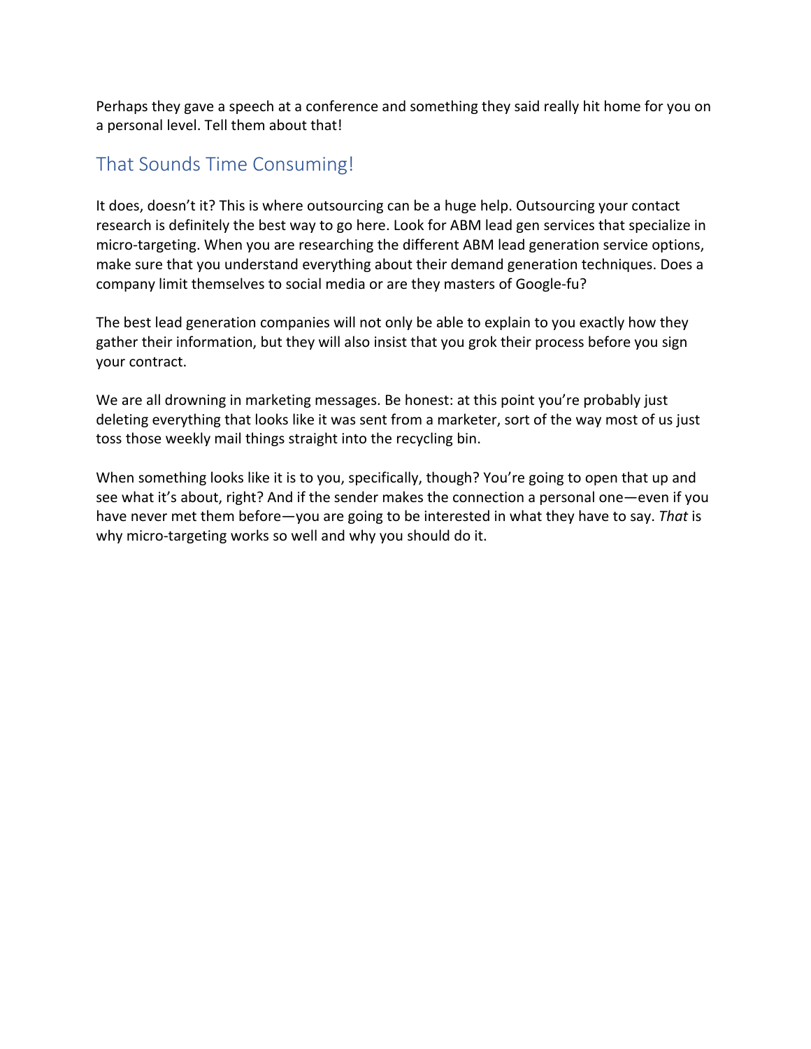Perhaps they gave a speech at a conference and something they said really hit home for you on a personal level. Tell them about that!

## That Sounds Time Consuming!

It does, doesn't it? This is where outsourcing can be a huge help. Outsourcing your contact research is definitely the best way to go here. Look for ABM lead gen services that specialize in micro-targeting. When you are researching the different ABM lead generation service options, make sure that you understand everything about their demand generation techniques. Does a company limit themselves to social media or are they masters of Google-fu?

The best lead generation companies will not only be able to explain to you exactly how they gather their information, but they will also insist that you grok their process before you sign your contract.

We are all drowning in marketing messages. Be honest: at this point you're probably just deleting everything that looks like it was sent from a marketer, sort of the way most of us just toss those weekly mail things straight into the recycling bin.

When something looks like it is to you, specifically, though? You're going to open that up and see what it's about, right? And if the sender makes the connection a personal one—even if you have never met them before—you are going to be interested in what they have to say. *That* is why micro-targeting works so well and why you should do it.